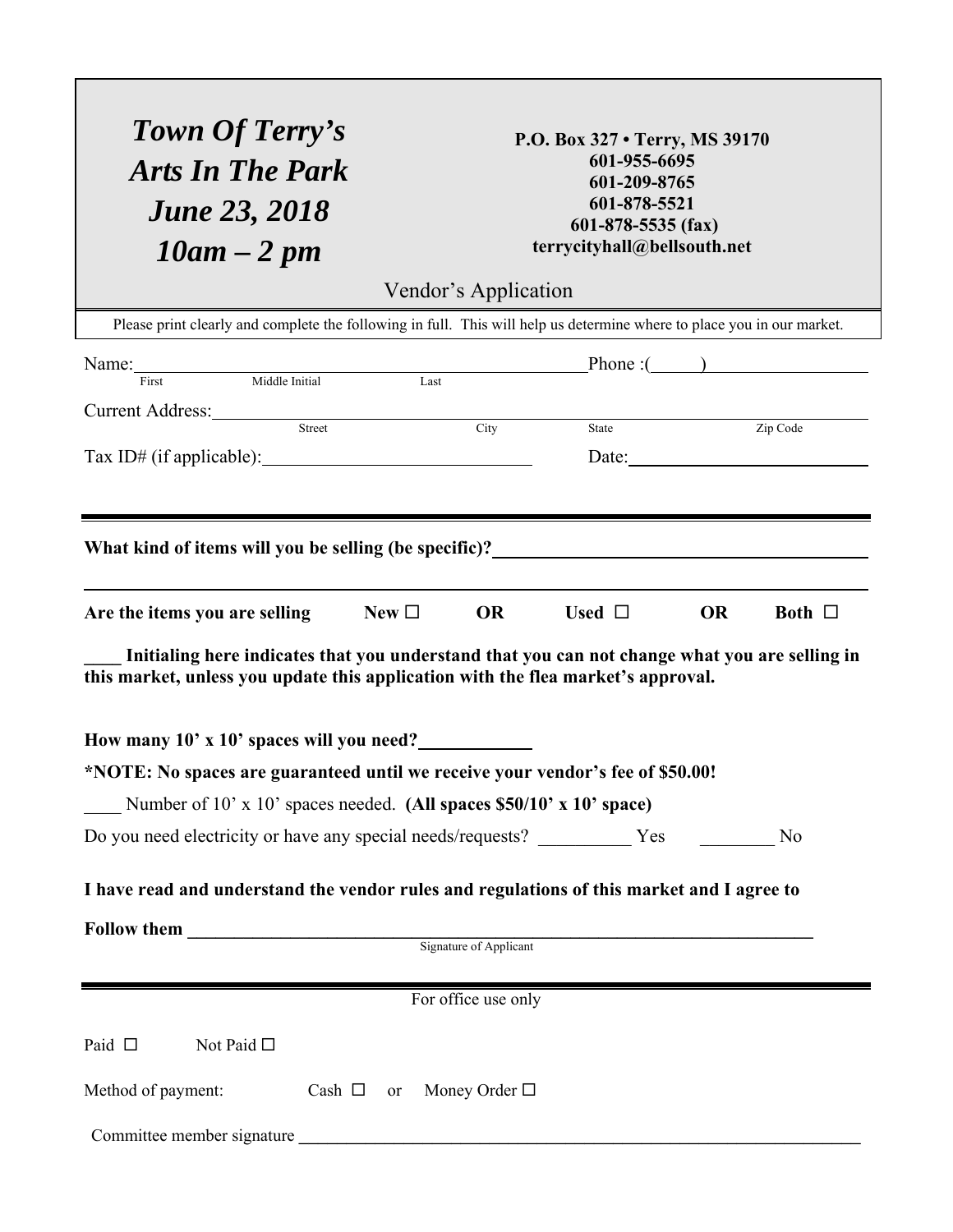# *Town Of Terry's Arts In The Park*
# *June 23, 2018*
# *10am – 2 pm*

**P.O. Box 327 • Terry, MS 39170**
**601-955-6695**
**601-209-8765**
**601-878-5521**
**601-878-5535 (fax)**
**terrycityhall@bellsouth.net**

## Vendor's Application

Please print clearly and complete the following in full. This will help us determine where to place you in our market.

Name:________________________________________________ Phone :(_____)__________________
First Middle Initial Last

Current Address:________________________________________________________________________
Street City State Zip Code

Tax ID# (if applicable):_____________________________ Date:__________________________

---

**What kind of items will you be selling (be specific)?**__________________________________________

________________________________________________________________________________________

**Are the items you are selling New ☐ OR Used ☐ OR Both ☐**

**____ Initialing here indicates that you understand that you can not change what you are selling in this market, unless you update this application with the flea market's approval.**

**How many 10' x 10' spaces will you need?**____________

***NOTE: No spaces are guaranteed until we receive your vendor's fee of $50.00!**

____ Number of 10' x 10' spaces needed. **(All spaces $50/10' x 10' space)**

Do you need electricity or have any special needs/requests? __________ Yes ________ No

**I have read and understand the vendor rules and regulations of this market and I agree to**

**Follow them** ______________________________________________________________________
Signature of Applicant

---

For office use only

Paid ☐ Not Paid ☐

Method of payment: Cash ☐ or Money Order ☐

Committee member signature ______________________________________________________________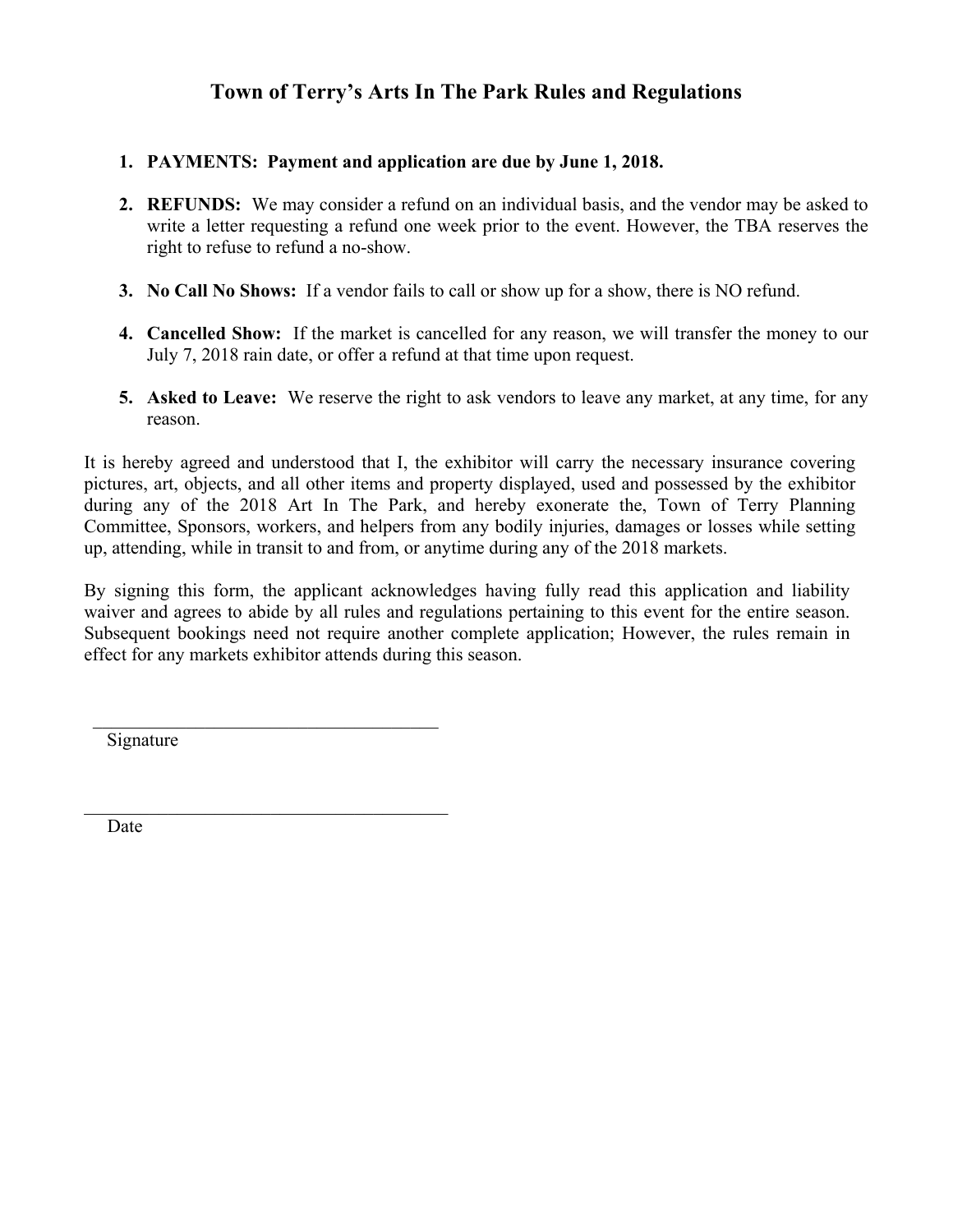# Town of Terry's Arts In The Park Rules and Regulations

1. **PAYMENTS: Payment and application are due by June 1, 2018.**
2. **REFUNDS:** We may consider a refund on an individual basis, and the vendor may be asked to write a letter requesting a refund one week prior to the event. However, the TBA reserves the right to refuse to refund a no-show.
3. **No Call No Shows:** If a vendor fails to call or show up for a show, there is NO refund.
4. **Cancelled Show:** If the market is cancelled for any reason, we will transfer the money to our July 7, 2018 rain date, or offer a refund at that time upon request.
5. **Asked to Leave:** We reserve the right to ask vendors to leave any market, at any time, for any reason.

It is hereby agreed and understood that I, the exhibitor will carry the necessary insurance covering pictures, art, objects, and all other items and property displayed, used and possessed by the exhibitor during any of the 2018 Art In The Park, and hereby exonerate the, Town of Terry Planning Committee, Sponsors, workers, and helpers from any bodily injuries, damages or losses while setting up, attending, while in transit to and from, or anytime during any of the 2018 markets.

By signing this form, the applicant acknowledges having fully read this application and liability waiver and agrees to abide by all rules and regulations pertaining to this event for the entire season. Subsequent bookings need not require another complete application; However, the rules remain in effect for any markets exhibitor attends during this season.

_______________________________________
Signature

_______________________________________
Date